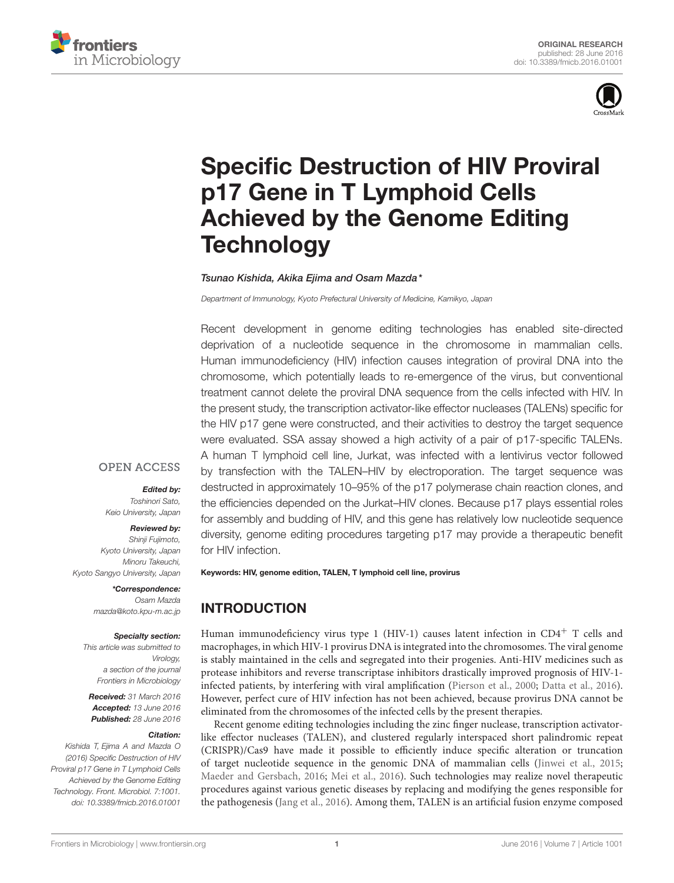ORIGINAL RESEARCH
published: 28 June 2016
doi: 10.3389/fmicb.2016.01001

# Specific Destruction of HIV Proviral p17 Gene in T Lymphoid Cells Achieved by the Genome Editing Technology

*Tsunao Kishida, Akika Ejima and Osam Mazda\**

*Department of Immunology, Kyoto Prefectural University of Medicine, Kamikyo, Japan*

OPEN ACCESS

***Edited by:***
*Toshinori Sato,*
*Keio University, Japan*

***Reviewed by:***
*Shinji Fujimoto,*
*Kyoto University, Japan*
*Minoru Takeuchi,*
*Kyoto Sangyo University, Japan*

***\*Correspondence:***
*Osam Mazda*
*mazda@koto.kpu-m.ac.jp*

***Specialty section:***
*This article was submitted to Virology, a section of the journal Frontiers in Microbiology*

***Received:*** *31 March 2016*
***Accepted:*** *13 June 2016*
***Published:*** *28 June 2016*

***Citation:***
*Kishida T, Ejima A and Mazda O (2016) Specific Destruction of HIV Proviral p17 Gene in T Lymphoid Cells Achieved by the Genome Editing Technology. Front. Microbiol. 7:1001. doi: 10.3389/fmicb.2016.01001*

Recent development in genome editing technologies has enabled site-directed deprivation of a nucleotide sequence in the chromosome in mammalian cells. Human immunodeficiency (HIV) infection causes integration of proviral DNA into the chromosome, which potentially leads to re-emergence of the virus, but conventional treatment cannot delete the proviral DNA sequence from the cells infected with HIV. In the present study, the transcription activator-like effector nucleases (TALENs) specific for the HIV p17 gene were constructed, and their activities to destroy the target sequence were evaluated. SSA assay showed a high activity of a pair of p17-specific TALENs. A human T lymphoid cell line, Jurkat, was infected with a lentivirus vector followed by transfection with the TALEN–HIV by electroporation. The target sequence was destructed in approximately 10–95% of the p17 polymerase chain reaction clones, and the efficiencies depended on the Jurkat–HIV clones. Because p17 plays essential roles for assembly and budding of HIV, and this gene has relatively low nucleotide sequence diversity, genome editing procedures targeting p17 may provide a therapeutic benefit for HIV infection.

**Keywords: HIV, genome edition, TALEN, T lymphoid cell line, provirus**

## INTRODUCTION

Human immunodeficiency virus type 1 (HIV-1) causes latent infection in $CD4^+$ T cells and macrophages, in which HIV-1 provirus DNA is integrated into the chromosomes. The viral genome is stably maintained in the cells and segregated into their progenies. Anti-HIV medicines such as protease inhibitors and reverse transcriptase inhibitors drastically improved prognosis of HIV-1-infected patients, by interfering with viral amplification (Pierson et al., 2000; Datta et al., 2016). However, perfect cure of HIV infection has not been achieved, because provirus DNA cannot be eliminated from the chromosomes of the infected cells by the present therapies.

Recent genome editing technologies including the zinc finger nuclease, transcription activator-like effector nucleases (TALEN), and clustered regularly interspaced short palindromic repeat (CRISPR)/Cas9 have made it possible to efficiently induce specific alteration or truncation of target nucleotide sequence in the genomic DNA of mammalian cells (Jinwei et al., 2015; Maeder and Gersbach, 2016; Mei et al., 2016). Such technologies may realize novel therapeutic procedures against various genetic diseases by replacing and modifying the genes responsible for the pathogenesis (Jang et al., 2016). Among them, TALEN is an artificial fusion enzyme composed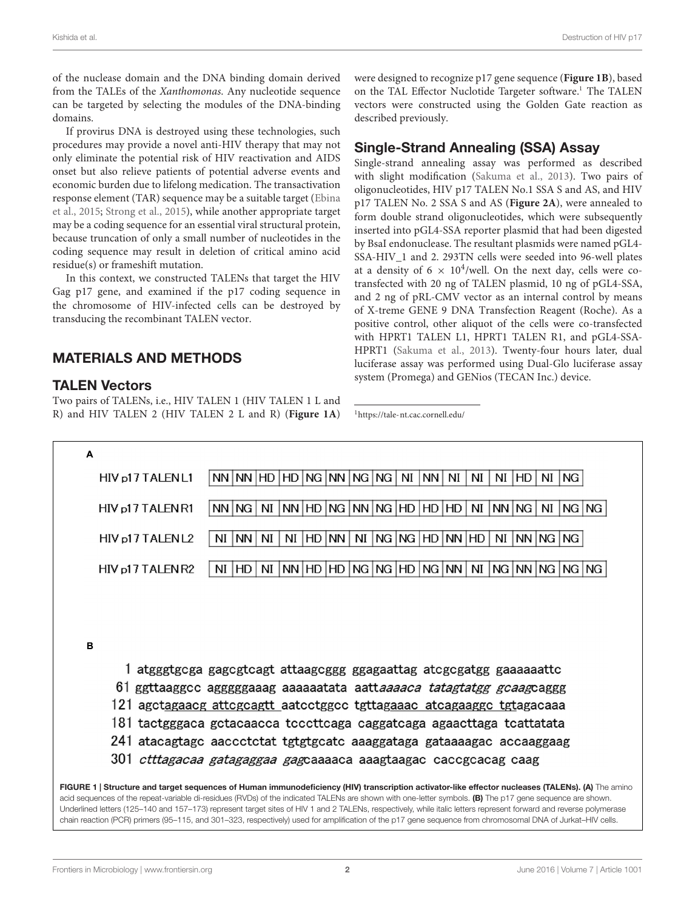of the nuclease domain and the DNA binding domain derived from the TALEs of the *Xanthomonas*. Any nucleotide sequence can be targeted by selecting the modules of the DNA-binding domains.

If provirus DNA is destroyed using these technologies, such procedures may provide a novel anti-HIV therapy that may not only eliminate the potential risk of HIV reactivation and AIDS onset but also relieve patients of potential adverse events and economic burden due to lifelong medication. The transactivation response element (TAR) sequence may be a suitable target (Ebina et al., 2015; Strong et al., 2015), while another appropriate target may be a coding sequence for an essential viral structural protein, because truncation of only a small number of nucleotides in the coding sequence may result in deletion of critical amino acid residue(s) or frameshift mutation.

In this context, we constructed TALENs that target the HIV Gag p17 gene, and examined if the p17 coding sequence in the chromosome of HIV-infected cells can be destroyed by transducing the recombinant TALEN vector.

## MATERIALS AND METHODS

### TALEN Vectors

Two pairs of TALENs, i.e., HIV TALEN 1 (HIV TALEN 1 L and R) and HIV TALEN 2 (HIV TALEN 2 L and R) (**Figure 1A**) were designed to recognize p17 gene sequence (**Figure 1B**), based on the TAL Effector Nuclotide Targeter software.[1] The TALEN vectors were constructed using the Golden Gate reaction as described previously.

### Single-Strand Annealing (SSA) Assay

Single-strand annealing assay was performed as described with slight modification (Sakuma et al., 2013). Two pairs of oligonucleotides, HIV p17 TALEN No.1 SSA S and AS, and HIV p17 TALEN No. 2 SSA S and AS (**Figure 2A**), were annealed to form double strand oligonucleotides, which were subsequently inserted into pGL4-SSA reporter plasmid that had been digested by BsaI endonuclease. The resultant plasmids were named pGL4-SSA-HIV_1 and 2. 293TN cells were seeded into 96-well plates at a density of $6 \times 10^4$/well. On the next day, cells were co-transfected with 20 ng of TALEN plasmid, 10 ng of pGL4-SSA, and 2 ng of pRL-CMV vector as an internal control by means of X-treme GENE 9 DNA Transfection Reagent (Roche). As a positive control, other aliquot of the cells were co-transfected with HPRT1 TALEN L1, HPRT1 TALEN R1, and pGL4-SSA-HPRT1 (Sakuma et al., 2013). Twenty-four hours later, dual luciferase assay was performed using Dual-Glo luciferase assay system (Promega) and GENios (TECAN Inc.) device.

[1] https://tale-nt.cac.cornell.edu/

**A**

| HIV p17 TALEN L1 | NN | NN | HD | HD | NG | NN | NG | NG | NI | NN | NI | NI | NI | HD | NI | NG | |
|---|---|---|---|---|---|---|---|---|---|---|---|---|---|---|---|---|---|
| HIV p17 TALEN R1 | NN | NG | NI | NN | HD | NG | NN | NG | HD | HD | HD | NI | NN | NG | NI | NG | NG |
| HIV p17 TALEN L2 | NI | NN | NI | NI | HD | NN | NI | NG | NG | HD | NN | HD | NI | NN | NG | NG | |
| HIV p17 TALEN R2 | NI | HD | NI | NN | HD | HD | NG | NG | HD | NG | NN | NI | NG | NN | NG | NG | NG |

**B**

1 atgggtgcga gagcgtcagt attaagcggg ggagaattag atcgcgatgg gaaaaaattc
61 ggttaaggcc agggggaaag aaaaaatata aatt*aaaaca tatagtatgg gcaag*caggg
121 agct<u>agaacg attcgcagtt</u> aatcctggcc tgtta<u>gaaac atcagaaggc tgt</u>agacaaa
181 tactgggaca gctacaacca tcccttcaga caggatcaga agaacttaga tcattatata
241 atacagtagc aaccctctat tgtgtgcatc aaaggataga gataaaagac accaaggaag
301 *ctttagacaa gatagaggaa gag*caaaaca aaagtaagac caccgcacag caag

**FIGURE 1 | Structure and target sequences of Human immunodeficiency (HIV) transcription activator-like effector nucleases (TALENs). (A)** The amino acid sequences of the repeat-variable di-residues (RVDs) of the indicated TALENs are shown with one-letter symbols. **(B)** The p17 gene sequence are shown. Underlined letters (125–140 and 157–173) represent target sites of HIV 1 and 2 TALENs, respectively, while italic letters represent forward and reverse polymerase chain reaction (PCR) primers (95–115, and 301–323, respectively) used for amplification of the p17 gene sequence from chromosomal DNA of Jurkat–HIV cells.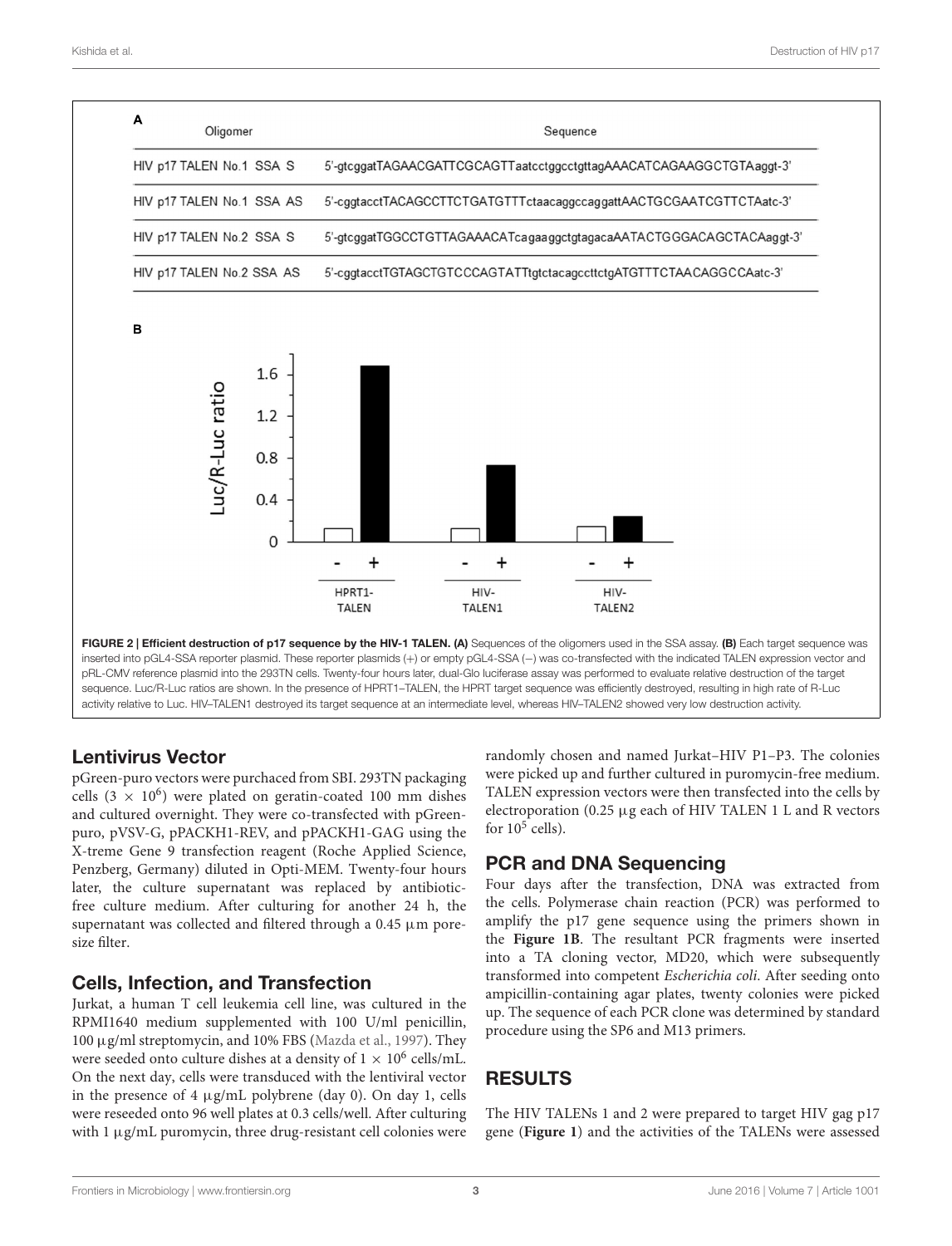**A**

| Oligomer | Sequence |
|---|---|
| HIV p17 TALEN No.1 SSA S | 5'-gtcggatTAGAACGATTCGCAGTTaatcctggcctgttagAAACATCAGAAGGCTGTAaggt-3' |
| HIV p17 TALEN No.1 SSA AS | 5'-cggtacctTACAGCCTTCTGATGTTTctaacaggccaggattAACTGCGAATCGTTCTAatc-3' |
| HIV p17 TALEN No.2 SSA S | 5'-gtcggatTGGCCTGTTAGAAACATcagaaggctgtagacaAATACTGGGACAGCTACAaggt-3' |
| HIV p17 TALEN No.2 SSA AS | 5'-cggtacctTGTAGCTGTCCCAGTATTtgtctacagccttctgATGTTTCTAACAGGCCAatc-3' |

**B**

FIGURE 2 | **Efficient destruction of p17 sequence by the HIV-1 TALEN. (A)** Sequences of the oligomers used in the SSA assay. **(B)** Each target sequence was inserted into pGL4-SSA reporter plasmid. These reporter plasmids (+) or empty pGL4-SSA (−) was co-transfected with the indicated TALEN expression vector and pRL-CMV reference plasmid into the 293TN cells. Twenty-four hours later, dual-Glo luciferase assay was performed to evaluate relative destruction of the target sequence. Luc/R-Luc ratios are shown. In the presence of HPRT1–TALEN, the HPRT target sequence was efficiently destroyed, resulting in high rate of R-Luc activity relative to Luc. HIV–TALEN1 destroyed its target sequence at an intermediate level, whereas HIV–TALEN2 showed very low destruction activity.

## Lentivirus Vector

pGreen-puro vectors were purchased from SBI. 293TN packaging cells ($3 \times 10^6$) were plated on geratin-coated 100 mm dishes and cultured overnight. They were co-transfected with pGreen-puro, pVSV-G, pPACKH1-REV, and pPACKH1-GAG using the X-treme Gene 9 transfection reagent (Roche Applied Science, Penzberg, Germany) diluted in Opti-MEM. Twenty-four hours later, the culture supernatant was replaced by antibiotic-free culture medium. After culturing for another 24 h, the supernatant was collected and filtered through a 0.45 μm pore-size filter.

## Cells, Infection, and Transfection

Jurkat, a human T cell leukemia cell line, was cultured in the RPMI1640 medium supplemented with 100 U/ml penicillin, 100 μg/ml streptomycin, and 10% FBS (Mazda et al., 1997). They were seeded onto culture dishes at a density of $1 \times 10^6$ cells/mL. On the next day, cells were transduced with the lentiviral vector in the presence of 4 μg/mL polybrene (day 0). On day 1, cells were reseeded onto 96 well plates at 0.3 cells/well. After culturing with 1 μg/mL puromycin, three drug-resistant cell colonies were randomly chosen and named Jurkat–HIV P1–P3. The colonies were picked up and further cultured in puromycin-free medium. TALEN expression vectors were then transfected into the cells by electroporation (0.25 μg each of HIV TALEN 1 L and R vectors for $10^5$ cells).

## PCR and DNA Sequencing

Four days after the transfection, DNA was extracted from the cells. Polymerase chain reaction (PCR) was performed to amplify the p17 gene sequence using the primers shown in the **Figure 1B**. The resultant PCR fragments were inserted into a TA cloning vector, MD20, which were subsequently transformed into competent *Escherichia coli*. After seeding onto ampicillin-containing agar plates, twenty colonies were picked up. The sequence of each PCR clone was determined by standard procedure using the SP6 and M13 primers.

# RESULTS

The HIV TALENs 1 and 2 were prepared to target HIV gag p17 gene (**Figure 1**) and the activities of the TALENs were assessed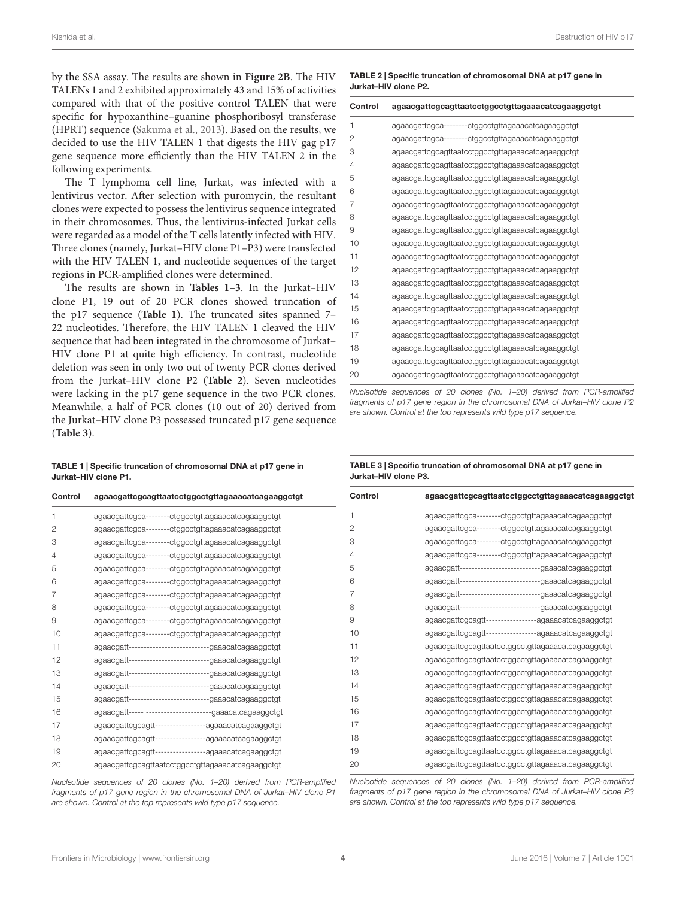by the SSA assay. The results are shown in **Figure 2B**. The HIV TALENs 1 and 2 exhibited approximately 43 and 15% of activities compared with that of the positive control TALEN that were specific for hypoxanthine–guanine phosphoribosyl transferase (HPRT) sequence (Sakuma et al., 2013). Based on the results, we decided to use the HIV TALEN 1 that digests the HIV gag p17 gene sequence more efficiently than the HIV TALEN 2 in the following experiments.

The T lymphoma cell line, Jurkat, was infected with a lentivirus vector. After selection with puromycin, the resultant clones were expected to possess the lentivirus sequence integrated in their chromosomes. Thus, the lentivirus-infected Jurkat cells were regarded as a model of the T cells latently infected with HIV. Three clones (namely, Jurkat–HIV clone P1–P3) were transfected with the HIV TALEN 1, and nucleotide sequences of the target regions in PCR-amplified clones were determined.

The results are shown in **Tables 1–3**. In the Jurkat–HIV clone P1, 19 out of 20 PCR clones showed truncation of the p17 sequence (**Table 1**). The truncated sites spanned 7–22 nucleotides. Therefore, the HIV TALEN 1 cleaved the HIV sequence that had been integrated in the chromosome of Jurkat–HIV clone P1 at quite high efficiency. In contrast, nucleotide deletion was seen in only two out of twenty PCR clones derived from the Jurkat–HIV clone P2 (**Table 2**). Seven nucleotides were lacking in the p17 gene sequence in the two PCR clones. Meanwhile, a half of PCR clones (10 out of 20) derived from the Jurkat–HIV clone P3 possessed truncated p17 gene sequence (**Table 3**).

**TABLE 1 | Specific truncation of chromosomal DNA at p17 gene in Jurkat–HIV clone P1.**

| Control | agaacgattcgcagttaatcctggcctgttagaaacatcagaaggctgt |
|---|---|
| 1 | agaacgattcgca--------ctggcctgttagaaacatcagaaggctgt |
| 2 | agaacgattcgca--------ctggcctgttagaaacatcagaaggctgt |
| 3 | agaacgattcgca--------ctggcctgttagaaacatcagaaggctgt |
| 4 | agaacgattcgca--------ctggcctgttagaaacatcagaaggctgt |
| 5 | agaacgattcgca--------ctggcctgttagaaacatcagaaggctgt |
| 6 | agaacgattcgca--------ctggcctgttagaaacatcagaaggctgt |
| 7 | agaacgattcgca--------ctggcctgttagaaacatcagaaggctgt |
| 8 | agaacgattcgca--------ctggcctgttagaaacatcagaaggctgt |
| 9 | agaacgattcgca--------ctggcctgttagaaacatcagaaggctgt |
| 10 | agaacgattcgca--------ctggcctgttagaaacatcagaaggctgt |
| 11 | agaacgatt--------------------------gaaacatcagaaggctgt |
| 12 | agaacgatt--------------------------gaaacatcagaaggctgt |
| 13 | agaacgatt--------------------------gaaacatcagaaggctgt |
| 14 | agaacgatt--------------------------gaaacatcagaaggctgt |
| 15 | agaacgatt--------------------------gaaacatcagaaggctgt |
| 16 | agaacgatt----- ----------------------gaaacatcagaaggctgt |
| 17 | agaacgattcgcagtt-----------------agaaacatcagaaggctgt |
| 18 | agaacgattcgcagtt-----------------agaaacatcagaaggctgt |
| 19 | agaacgattcgcagtt-----------------agaaacatcagaaggctgt |
| 20 | agaacgattcgcagttaatcctggcctgttagaaacatcagaaggctgt |

*Nucleotide sequences of 20 clones (No. 1–20) derived from PCR-amplified fragments of p17 gene region in the chromosomal DNA of Jurkat–HIV clone P1 are shown. Control at the top represents wild type p17 sequence.*

**TABLE 2 | Specific truncation of chromosomal DNA at p17 gene in Jurkat–HIV clone P2.**

| Control | agaacgattcgcagttaatcctggcctgttagaaacatcagaaggctgt |
|---|---|
| 1 | agaacgattcgca--------ctggcctgttagaaacatcagaaggctgt |
| 2 | agaacgattcgca--------ctggcctgttagaaacatcagaaggctgt |
| 3 | agaacgattcgcagttaatcctggcctgttagaaacatcagaaggctgt |
| 4 | agaacgattcgcagttaatcctggcctgttagaaacatcagaaggctgt |
| 5 | agaacgattcgcagttaatcctggcctgttagaaacatcagaaggctgt |
| 6 | agaacgattcgcagttaatcctggcctgttagaaacatcagaaggctgt |
| 7 | agaacgattcgcagttaatcctggcctgttagaaacatcagaaggctgt |
| 8 | agaacgattcgcagttaatcctggcctgttagaaacatcagaaggctgt |
| 9 | agaacgattcgcagttaatcctggcctgttagaaacatcagaaggctgt |
| 10 | agaacgattcgcagttaatcctggcctgttagaaacatcagaaggctgt |
| 11 | agaacgattcgcagttaatcctggcctgttagaaacatcagaaggctgt |
| 12 | agaacgattcgcagttaatcctggcctgttagaaacatcagaaggctgt |
| 13 | agaacgattcgcagttaatcctggcctgttagaaacatcagaaggctgt |
| 14 | agaacgattcgcagttaatcctggcctgttagaaacatcagaaggctgt |
| 15 | agaacgattcgcagttaatcctggcctgttagaaacatcagaaggctgt |
| 16 | agaacgattcgcagttaatcctggcctgttagaaacatcagaaggctgt |
| 17 | agaacgattcgcagttaatcctggcctgttagaaacatcagaaggctgt |
| 18 | agaacgattcgcagttaatcctggcctgttagaaacatcagaaggctgt |
| 19 | agaacgattcgcagttaatcctggcctgttagaaacatcagaaggctgt |
| 20 | agaacgattcgcagttaatcctggcctgttagaaacatcagaaggctgt |

*Nucleotide sequences of 20 clones (No. 1–20) derived from PCR-amplified fragments of p17 gene region in the chromosomal DNA of Jurkat–HIV clone P2 are shown. Control at the top represents wild type p17 sequence.*

**TABLE 3 | Specific truncation of chromosomal DNA at p17 gene in Jurkat–HIV clone P3.**

| Control | agaacgattcgcagttaatcctggcctgttagaaacatcagaaggctgt |
|---|---|
| 1 | agaacgattcgca--------ctggcctgttagaaacatcagaaggctgt |
| 2 | agaacgattcgca--------ctggcctgttagaaacatcagaaggctgt |
| 3 | agaacgattcgca--------ctggcctgttagaaacatcagaaggctgt |
| 4 | agaacgattcgca--------ctggcctgttagaaacatcagaaggctgt |
| 5 | agaacgatt--------------------------gaaacatcagaaggctgt |
| 6 | agaacgatt--------------------------gaaacatcagaaggctgt |
| 7 | agaacgatt--------------------------gaaacatcagaaggctgt |
| 8 | agaacgatt--------------------------gaaacatcagaaggctgt |
| 9 | agaacgattcgcagtt-----------------agaaacatcagaaggctgt |
| 10 | agaacgattcgcagtt-----------------agaaacatcagaaggctgt |
| 11 | agaacgattcgcagttaatcctggcctgttagaaacatcagaaggctgt |
| 12 | agaacgattcgcagttaatcctggcctgttagaaacatcagaaggctgt |
| 13 | agaacgattcgcagttaatcctggcctgttagaaacatcagaaggctgt |
| 14 | agaacgattcgcagttaatcctggcctgttagaaacatcagaaggctgt |
| 15 | agaacgattcgcagttaatcctggcctgttagaaacatcagaaggctgt |
| 16 | agaacgattcgcagttaatcctggcctgttagaaacatcagaaggctgt |
| 17 | agaacgattcgcagttaatcctggcctgttagaaacatcagaaggctgt |
| 18 | agaacgattcgcagttaatcctggcctgttagaaacatcagaaggctgt |
| 19 | agaacgattcgcagttaatcctggcctgttagaaacatcagaaggctgt |
| 20 | agaacgattcgcagttaatcctggcctgttagaaacatcagaaggctgt |

*Nucleotide sequences of 20 clones (No. 1–20) derived from PCR-amplified fragments of p17 gene region in the chromosomal DNA of Jurkat–HIV clone P3 are shown. Control at the top represents wild type p17 sequence.*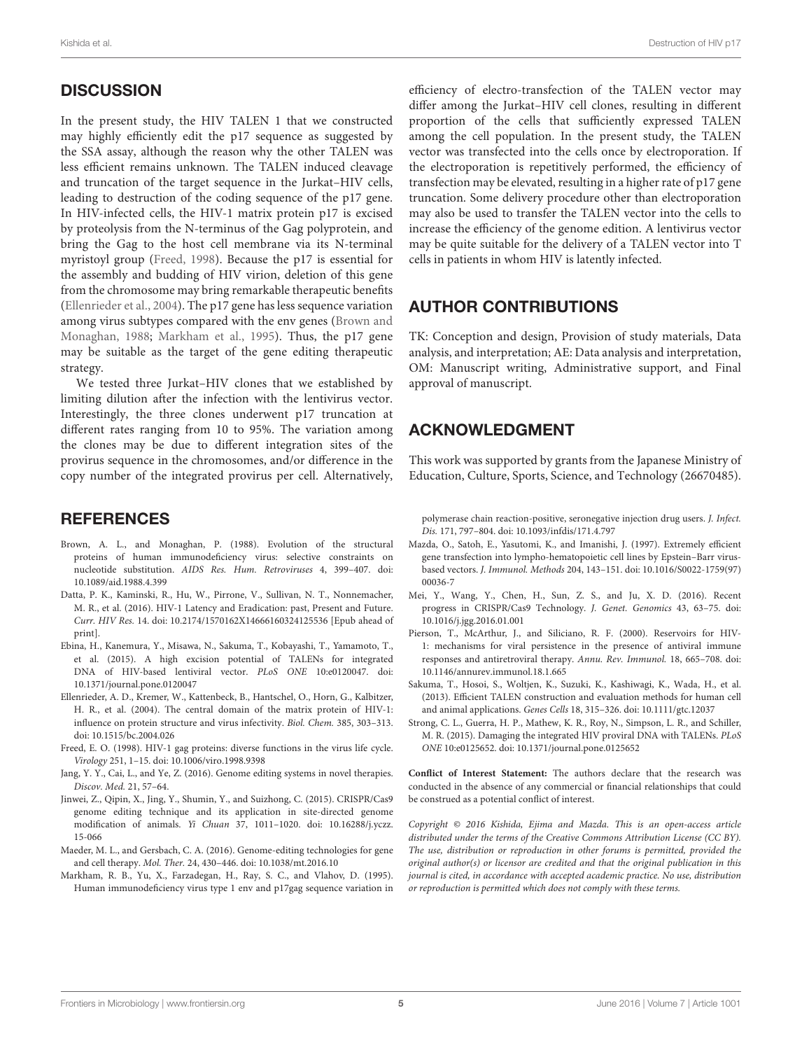## DISCUSSION

In the present study, the HIV TALEN 1 that we constructed may highly efficiently edit the p17 sequence as suggested by the SSA assay, although the reason why the other TALEN was less efficient remains unknown. The TALEN induced cleavage and truncation of the target sequence in the Jurkat–HIV cells, leading to destruction of the coding sequence of the p17 gene. In HIV-infected cells, the HIV-1 matrix protein p17 is excised by proteolysis from the N-terminus of the Gag polyprotein, and bring the Gag to the host cell membrane via its N-terminal myristoyl group (Freed, 1998). Because the p17 is essential for the assembly and budding of HIV virion, deletion of this gene from the chromosome may bring remarkable therapeutic benefits (Ellenrieder et al., 2004). The p17 gene has less sequence variation among virus subtypes compared with the env genes (Brown and Monaghan, 1988; Markham et al., 1995). Thus, the p17 gene may be suitable as the target of the gene editing therapeutic strategy.

We tested three Jurkat–HIV clones that we established by limiting dilution after the infection with the lentivirus vector. Interestingly, the three clones underwent p17 truncation at different rates ranging from 10 to 95%. The variation among the clones may be due to different integration sites of the provirus sequence in the chromosomes, and/or difference in the copy number of the integrated provirus per cell. Alternatively, efficiency of electro-transfection of the TALEN vector may differ among the Jurkat–HIV cell clones, resulting in different proportion of the cells that sufficiently expressed TALEN among the cell population. In the present study, the TALEN vector was transfected into the cells once by electroporation. If the electroporation is repetitively performed, the efficiency of transfection may be elevated, resulting in a higher rate of p17 gene truncation. Some delivery procedure other than electroporation may also be used to transfer the TALEN vector into the cells to increase the efficiency of the genome edition. A lentivirus vector may be quite suitable for the delivery of a TALEN vector into T cells in patients in whom HIV is latently infected.

## AUTHOR CONTRIBUTIONS

TK: Conception and design, Provision of study materials, Data analysis, and interpretation; AE: Data analysis and interpretation, OM: Manuscript writing, Administrative support, and Final approval of manuscript.

## ACKNOWLEDGMENT

This work was supported by grants from the Japanese Ministry of Education, Culture, Sports, Science, and Technology (26670485).

## REFERENCES

Brown, A. L., and Monaghan, P. (1988). Evolution of the structural proteins of human immunodeficiency virus: selective constraints on nucleotide substitution. *AIDS Res. Hum. Retroviruses* 4, 399–407. doi: 10.1089/aid.1988.4.399

Datta, P. K., Kaminski, R., Hu, W., Pirrone, V., Sullivan, N. T., Nonnemacher, M. R., et al. (2016). HIV-1 Latency and Eradication: past, Present and Future. *Curr. HIV Res.* 14. doi: 10.2174/1570162X14666160324125536 [Epub ahead of print].

Ebina, H., Kanemura, Y., Misawa, N., Sakuma, T., Kobayashi, T., Yamamoto, T., et al. (2015). A high excision potential of TALENs for integrated DNA of HIV-based lentiviral vector. *PLoS ONE* 10:e0120047. doi: 10.1371/journal.pone.0120047

Ellenrieder, A. D., Kremer, W., Kattenbeck, B., Hantschel, O., Horn, G., Kalbitzer, H. R., et al. (2004). The central domain of the matrix protein of HIV-1: influence on protein structure and virus infectivity. *Biol. Chem.* 385, 303–313. doi: 10.1515/bc.2004.026

Freed, E. O. (1998). HIV-1 gag proteins: diverse functions in the virus life cycle. *Virology* 251, 1–15. doi: 10.1006/viro.1998.9398

Jang, Y. Y., Cai, L., and Ye, Z. (2016). Genome editing systems in novel therapies. *Discov. Med.* 21, 57–64.

Jinwei, Z., Qipin, X., Jing, Y., Shumin, Y., and Suizhong, C. (2015). CRISPR/Cas9 genome editing technique and its application in site-directed genome modification of animals. *Yi Chuan* 37, 1011–1020. doi: 10.16288/j.yczz.15-066

Maeder, M. L., and Gersbach, C. A. (2016). Genome-editing technologies for gene and cell therapy. *Mol. Ther.* 24, 430–446. doi: 10.1038/mt.2016.10

Markham, R. B., Yu, X., Farzadegan, H., Ray, S. C., and Vlahov, D. (1995). Human immunodeficiency virus type 1 env and p17gag sequence variation in polymerase chain reaction-positive, seronegative injection drug users. *J. Infect. Dis.* 171, 797–804. doi: 10.1093/infdis/171.4.797

Mazda, O., Satoh, E., Yasutomi, K., and Imanishi, J. (1997). Extremely efficient gene transfection into lympho-hematopoietic cell lines by Epstein–Barr virus-based vectors. *J. Immunol. Methods* 204, 143–151. doi: 10.1016/S0022-1759(97)00036-7

Mei, Y., Wang, Y., Chen, H., Sun, Z. S., and Ju, X. D. (2016). Recent progress in CRISPR/Cas9 Technology. *J. Genet. Genomics* 43, 63–75. doi: 10.1016/j.jgg.2016.01.001

Pierson, T., McArthur, J., and Siliciano, R. F. (2000). Reservoirs for HIV-1: mechanisms for viral persistence in the presence of antiviral immune responses and antiretroviral therapy. *Annu. Rev. Immunol.* 18, 665–708. doi: 10.1146/annurev.immunol.18.1.665

Sakuma, T., Hosoi, S., Woltjen, K., Suzuki, K., Kashiwagi, K., Wada, H., et al. (2013). Efficient TALEN construction and evaluation methods for human cell and animal applications. *Genes Cells* 18, 315–326. doi: 10.1111/gtc.12037

Strong, C. L., Guerra, H. P., Mathew, K. R., Roy, N., Simpson, L. R., and Schiller, M. R. (2015). Damaging the integrated HIV proviral DNA with TALENs. *PLoS ONE* 10:e0125652. doi: 10.1371/journal.pone.0125652

**Conflict of Interest Statement:** The authors declare that the research was conducted in the absence of any commercial or financial relationships that could be construed as a potential conflict of interest.

*Copyright © 2016 Kishida, Ejima and Mazda. This is an open-access article distributed under the terms of the Creative Commons Attribution License (CC BY). The use, distribution or reproduction in other forums is permitted, provided the original author(s) or licensor are credited and that the original publication in this journal is cited, in accordance with accepted academic practice. No use, distribution or reproduction is permitted which does not comply with these terms.*